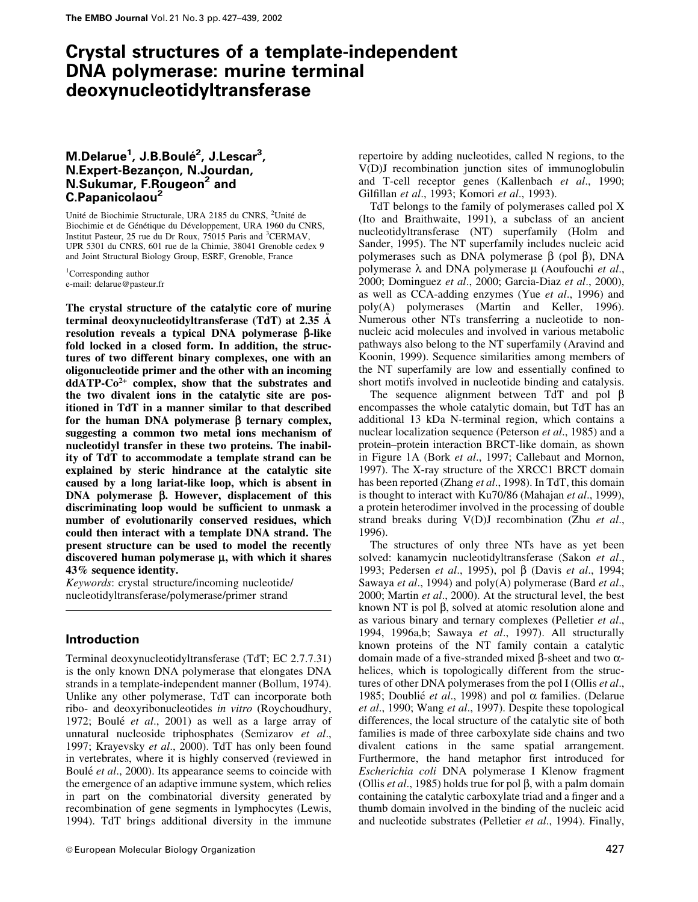# Crystal structures of a template-independent DNA polymerase: murine terminal deoxynucleotidyltransferase

**M.Delarue[1], J.B.Boulé[2], J.Lescar[3], N.Expert-Bezançon, N.Jourdan, N.Sukumar, F.Rougeon[2] and C.Papanicolaou[2]**

Unité de Biochimie Structurale, URA 2185 du CNRS, [2]Unité de Biochimie et de Génétique du Développement, URA 1960 du CNRS, Institut Pasteur, 25 rue du Dr Roux, 75015 Paris and [3]CERMAV, UPR 5301 du CNRS, 601 rue de la Chimie, 38041 Grenoble cedex 9 and Joint Structural Biology Group, ESRF, Grenoble, France

[1]Corresponding author
e-mail: delarue@pasteur.fr

**The crystal structure of the catalytic core of murine terminal deoxynucleotidyltransferase (TdT) at 2.35 Å resolution reveals a typical DNA polymerase β-like fold locked in a closed form. In addition, the structures of two different binary complexes, one with an oligonucleotide primer and the other with an incoming ddATP-$Co^{2+}$ complex, show that the substrates and the two divalent ions in the catalytic site are positioned in TdT in a manner similar to that described for the human DNA polymerase β ternary complex, suggesting a common two metal ions mechanism of nucleotidyl transfer in these two proteins. The inability of TdT to accommodate a template strand can be explained by steric hindrance at the catalytic site caused by a long lariat-like loop, which is absent in DNA polymerase β. However, displacement of this discriminating loop would be sufficient to unmask a number of evolutionarily conserved residues, which could then interact with a template DNA strand. The present structure can be used to model the recently discovered human polymerase μ, with which it shares 43% sequence identity.**

*Keywords*: crystal structure/incoming nucleotide/nucleotidyltransferase/polymerase/primer strand

## Introduction

Terminal deoxynucleotidyltransferase (TdT; EC 2.7.7.31) is the only known DNA polymerase that elongates DNA strands in a template-independent manner (Bollum, 1974). Unlike any other polymerase, TdT can incorporate both ribo- and deoxyribonucleotides *in vitro* (Roychoudhury, 1972; Boulé *et al*., 2001) as well as a large array of unnatural nucleoside triphosphates (Semizarov *et al*., 1997; Krayevsky *et al*., 2000). TdT has only been found in vertebrates, where it is highly conserved (reviewed in Boulé *et al*., 2000). Its appearance seems to coincide with the emergence of an adaptive immune system, which relies in part on the combinatorial diversity generated by recombination of gene segments in lymphocytes (Lewis, 1994). TdT brings additional diversity in the immune repertoire by adding nucleotides, called N regions, to the V(D)J recombination junction sites of immunoglobulin and T-cell receptor genes (Kallenbach *et al*., 1990; Gilfillan *et al*., 1993; Komori *et al*., 1993).

TdT belongs to the family of polymerases called pol X (Ito and Braithwaite, 1991), a subclass of an ancient nucleotidyltransferase (NT) superfamily (Holm and Sander, 1995). The NT superfamily includes nucleic acid polymerases such as DNA polymerase β (pol β), DNA polymerase λ and DNA polymerase μ (Aoufouchi *et al*., 2000; Dominguez *et al*., 2000; Garcia-Diaz *et al*., 2000), as well as CCA-adding enzymes (Yue *et al*., 1996) and poly(A) polymerases (Martin and Keller, 1996). Numerous other NTs transferring a nucleotide to non-nucleic acid molecules and involved in various metabolic pathways also belong to the NT superfamily (Aravind and Koonin, 1999). Sequence similarities among members of the NT superfamily are low and essentially confined to short motifs involved in nucleotide binding and catalysis.

The sequence alignment between TdT and pol β encompasses the whole catalytic domain, but TdT has an additional 13 kDa N-terminal region, which contains a nuclear localization sequence (Peterson *et al*., 1985) and a protein–protein interaction BRCT-like domain, as shown in Figure 1A (Bork *et al*., 1997; Callebaut and Mornon, 1997). The X-ray structure of the XRCC1 BRCT domain has been reported (Zhang *et al*., 1998). In TdT, this domain is thought to interact with Ku70/86 (Mahajan *et al*., 1999), a protein heterodimer involved in the processing of double strand breaks during V(D)J recombination (Zhu *et al*., 1996).

The structures of only three NTs have as yet been solved: kanamycin nucleotidyltransferase (Sakon *et al*., 1993; Pedersen *et al*., 1995), pol β (Davis *et al*., 1994; Sawaya *et al*., 1994) and poly(A) polymerase (Bard *et al*., 2000; Martin *et al*., 2000). At the structural level, the best known NT is pol β, solved at atomic resolution alone and as various binary and ternary complexes (Pelletier *et al*., 1994, 1996a,b; Sawaya *et al*., 1997). All structurally known proteins of the NT family contain a catalytic domain made of a five-stranded mixed β-sheet and two α-helices, which is topologically different from the structures of other DNA polymerases from the pol I (Ollis *et al*., 1985; Doublié *et al*., 1998) and pol α families. (Delarue *et al*., 1990; Wang *et al*., 1997). Despite these topological differences, the local structure of the catalytic site of both families is made of three carboxylate side chains and two divalent cations in the same spatial arrangement. Furthermore, the hand metaphor first introduced for *Escherichia coli* DNA polymerase I Klenow fragment (Ollis *et al*., 1985) holds true for pol β, with a palm domain containing the catalytic carboxylate triad and a finger and a thumb domain involved in the binding of the nucleic acid and nucleotide substrates (Pelletier *et al*., 1994). Finally,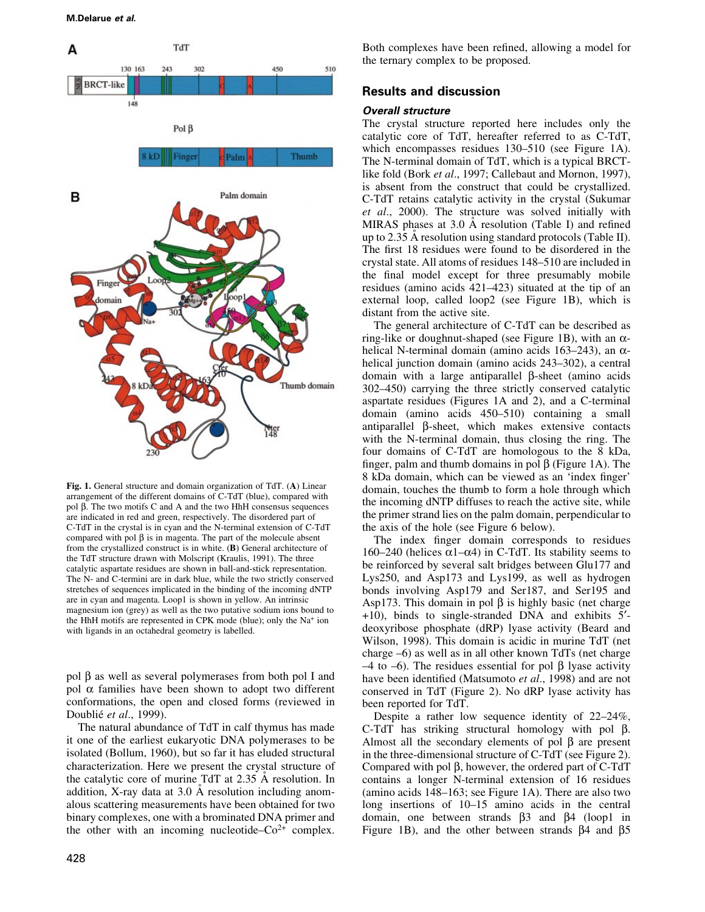Fig. 1. General structure and domain organization of TdT. (**A**) Linear arrangement of the different domains of C-TdT (blue), compared with pol β. The two motifs C and A and the two HhH consensus sequences are indicated in red and green, respectively. The disordered part of C-TdT in the crystal is in cyan and the N-terminal extension of C-TdT compared with pol β is in magenta. The part of the molecule absent from the crystallized construct is in white. (**B**) General architecture of the TdT structure drawn with Molscript (Kraulis, 1991). The three catalytic aspartate residues are shown in ball-and-stick representation. The N- and C-termini are in dark blue, while the two strictly conserved stretches of sequences implicated in the binding of the incoming dNTP are in cyan and magenta. Loop1 is shown in yellow. An intrinsic magnesium ion (grey) as well as the two putative sodium ions bound to the HhH motifs are represented in CPK mode (blue); only the $Na^+$ ion with ligands in an octahedral geometry is labelled.

pol β as well as several polymerases from both pol I and pol α families have been shown to adopt two different conformations, the open and closed forms (reviewed in Doublié *et al*., 1999).

The natural abundance of TdT in calf thymus has made it one of the earliest eukaryotic DNA polymerases to be isolated (Bollum, 1960), but so far it has eluded structural characterization. Here we present the crystal structure of the catalytic core of murine TdT at 2.35 Å resolution. In addition, X-ray data at 3.0 Å resolution including anomalous scattering measurements have been obtained for two binary complexes, one with a brominated DNA primer and the other with an incoming nucleotide–$Co^{2+}$ complex. Both complexes have been refined, allowing a model for the ternary complex to be proposed.

## Results and discussion

### *Overall structure*

The crystal structure reported here includes only the catalytic core of TdT, hereafter referred to as C-TdT, which encompasses residues 130–510 (see Figure 1A). The N-terminal domain of TdT, which is a typical BRCT-like fold (Bork *et al*., 1997; Callebaut and Mornon, 1997), is absent from the construct that could be crystallized. C-TdT retains catalytic activity in the crystal (Sukumar *et al*., 2000). The structure was solved initially with MIRAS phases at 3.0 Å resolution (Table I) and refined up to 2.35 Å resolution using standard protocols (Table II). The first 18 residues were found to be disordered in the crystal state. All atoms of residues 148–510 are included in the final model except for three presumably mobile residues (amino acids 421–423) situated at the tip of an external loop, called loop2 (see Figure 1B), which is distant from the active site.

The general architecture of C-TdT can be described as ring-like or doughnut-shaped (see Figure 1B), with an α-helical N-terminal domain (amino acids 163–243), an α-helical junction domain (amino acids 243–302), a central domain with a large antiparallel β-sheet (amino acids 302–450) carrying the three strictly conserved catalytic aspartate residues (Figures 1A and 2), and a C-terminal domain (amino acids 450–510) containing a small antiparallel β-sheet, which makes extensive contacts with the N-terminal domain, thus closing the ring. The four domains of C-TdT are homologous to the 8 kDa, finger, palm and thumb domains in pol β (Figure 1A). The 8 kDa domain, which can be viewed as an 'index finger' domain, touches the thumb to form a hole through which the incoming dNTP diffuses to reach the active site, while the primer strand lies on the palm domain, perpendicular to the axis of the hole (see Figure 6 below).

The index finger domain corresponds to residues 160–240 (helices α1–α4) in C-TdT. Its stability seems to be reinforced by several salt bridges between Glu177 and Lys250, and Asp173 and Lys199, as well as hydrogen bonds involving Asp179 and Ser187, and Ser195 and Asp173. This domain in pol β is highly basic (net charge +10), binds to single-stranded DNA and exhibits 5′-deoxyribose phosphate (dRP) lyase activity (Beard and Wilson, 1998). This domain is acidic in murine TdT (net charge –6) as well as in all other known TdTs (net charge –4 to –6). The residues essential for pol β lyase activity have been identified (Matsumoto *et al*., 1998) and are not conserved in TdT (Figure 2). No dRP lyase activity has been reported for TdT.

Despite a rather low sequence identity of 22–24%, C-TdT has striking structural homology with pol β. Almost all the secondary elements of pol β are present in the three-dimensional structure of C-TdT (see Figure 2). Compared with pol β, however, the ordered part of C-TdT contains a longer N-terminal extension of 16 residues (amino acids 148–163; see Figure 1A). There are also two long insertions of 10–15 amino acids in the central domain, one between strands β3 and β4 (loop1 in Figure 1B), and the other between strands β4 and β5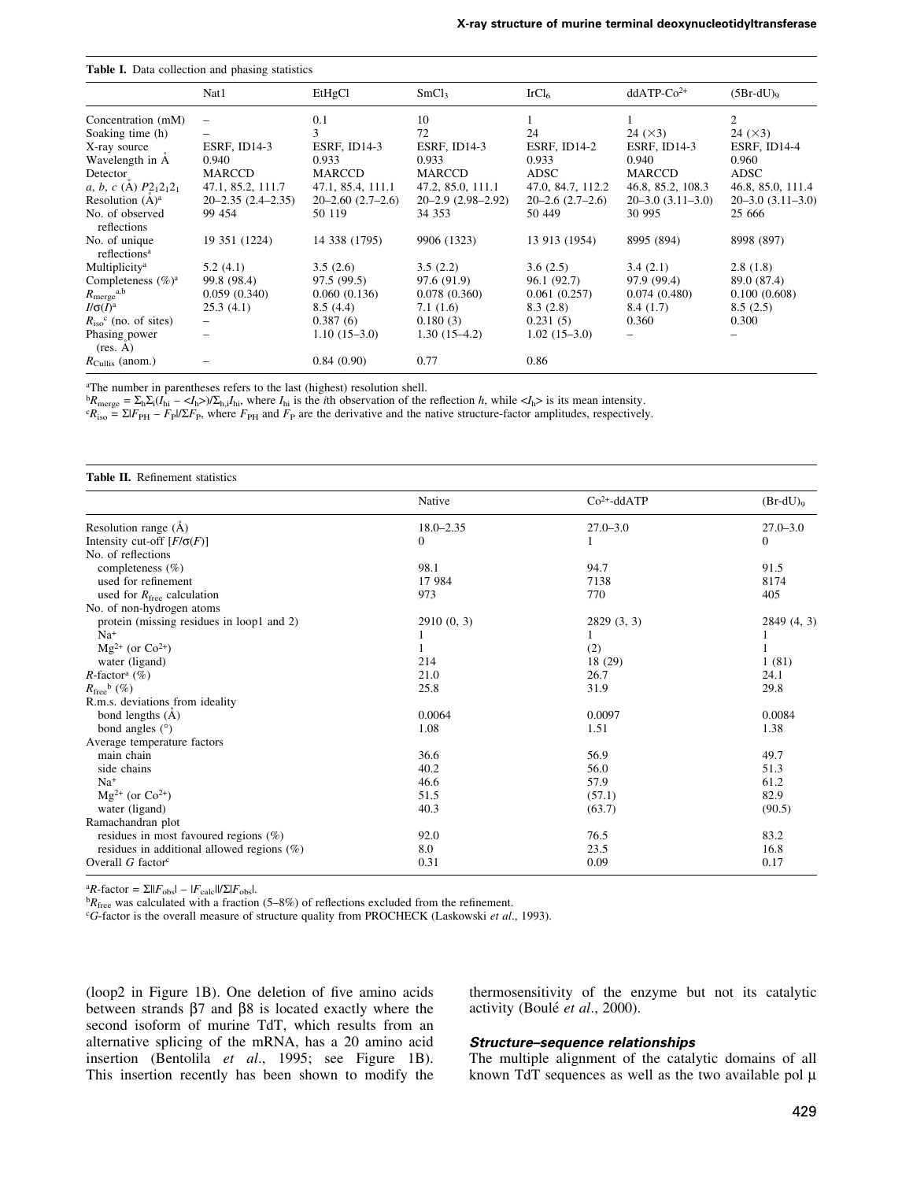**Table I.** Data collection and phasing statistics

| | Nat1 | EtHgCl | $SmCl_3$ | $IrCl_6$ | ddATP-$Co^{2+}$ | $(5Br\text{-}dU)_9$ |
|---|---|---|---|---|---|---|
| Concentration (mM) | – | 0.1 | 10 | 1 | 1 | 2 |
| Soaking time (h) | – | 3 | 72 | 24 | 24 (×3) | 24 (×3) |
| X-ray source | ESRF, ID14-3 | ESRF, ID14-3 | ESRF, ID14-3 | ESRF, ID14-2 | ESRF, ID14-3 | ESRF, ID14-4 |
| Wavelength in Å | 0.940 | 0.933 | 0.933 | 0.933 | 0.940 | 0.960 |
| Detector | MARCCD | MARCCD | MARCCD | ADSC | MARCCD | ADSC |
| *a*, *b*, *c* (Å) $P2_12_12_1$ | 47.1, 85.2, 111.7 | 47.1, 85.4, 111.1 | 47.2, 85.0, 111.1 | 47.0, 84.7, 112.2 | 46.8, 85.2, 108.3 | 46.8, 85.0, 111.4 |
| Resolution (Å)[a] | 20–2.35 (2.4–2.35) | 20–2.60 (2.7–2.6) | 20–2.9 (2.98–2.92) | 20–2.6 (2.7–2.6) | 20–3.0 (3.11–3.0) | 20–3.0 (3.11–3.0) |
| No. of observed reflections | 99 454 | 50 119 | 34 353 | 50 449 | 30 995 | 25 666 |
| No. of unique reflections[a] | 19 351 (1224) | 14 338 (1795) | 9906 (1323) | 13 913 (1954) | 8995 (894) | 8998 (897) |
| Multiplicity[a] | 5.2 (4.1) | 3.5 (2.6) | 3.5 (2.2) | 3.6 (2.5) | 3.4 (2.1) | 2.8 (1.8) |
| Completeness (%)[a] | 99.8 (98.4) | 97.5 (99.5) | 97.6 (91.9) | 96.1 (92.7) | 97.9 (99.4) | 89.0 (87.4) |
| $R_{merge}$[a,b] | 0.059 (0.340) | 0.060 (0.136) | 0.078 (0.360) | 0.061 (0.257) | 0.074 (0.480) | 0.100 (0.608) |
| $I/\sigma(I)$[a] | 25.3 (4.1) | 8.5 (4.4) | 7.1 (1.6) | 8.3 (2.8) | 8.4 (1.7) | 8.5 (2.5) |
| $R_{iso}$[c] (no. of sites) | – | 0.387 (6) | 0.180 (3) | 0.231 (5) | 0.360 | 0.300 |
| Phasing power (res. Å) | – | 1.10 (15–3.0) | 1.30 (15–4.2) | 1.02 (15–3.0) | – | – |
| $R_{Cullis}$ (anom.) | – | 0.84 (0.90) | 0.77 | 0.86 | | |

[a]The number in parentheses refers to the last (highest) resolution shell.
[b]$R_{merge} = \Sigma_h\Sigma_i(I_{hi} - \langle I_h \rangle)/\Sigma_{h,i}I_{hi}$, where $I_{hi}$ is the *i*th observation of the reflection *h*, while $\langle I_h \rangle$ is its mean intensity.
[c]$R_{iso} = \Sigma|F_{PH} - F_P|/\Sigma F_P$, where $F_{PH}$ and $F_P$ are the derivative and the native structure-factor amplitudes, respectively.

**Table II.** Refinement statistics

| | Native | $Co^{2+}$-ddATP | $(Br\text{-}dU)_9$ |
|---|---|---|---|
| Resolution range (Å) | 18.0–2.35 | 27.0–3.0 | 27.0–3.0 |
| Intensity cut-off [$F/\sigma(F)$] | 0 | 1 | 0 |
| No. of reflections | | | |
| completeness (%) | 98.1 | 94.7 | 91.5 |
| used for refinement | 17 984 | 7138 | 8174 |
| used for $R_{free}$ calculation | 973 | 770 | 405 |
| No. of non-hydrogen atoms | | | |
| protein (missing residues in loop1 and 2) | 2910 (0, 3) | 2829 (3, 3) | 2849 (4, 3) |
| $Na^+$ | 1 | 1 | 1 |
| $Mg^{2+}$ (or $Co^{2+}$) | 1 | (2) | 1 |
| water (ligand) | 214 | 18 (29) | 1 (81) |
| *R*-factor[a] (%) | 21.0 | 26.7 | 24.1 |
| $R_{free}$[b] (%) | 25.8 | 31.9 | 29.8 |
| R.m.s. deviations from ideality | | | |
| bond lengths (Å) | 0.0064 | 0.0097 | 0.0084 |
| bond angles (°) | 1.08 | 1.51 | 1.38 |
| Average temperature factors | | | |
| main chain | 36.6 | 56.9 | 49.7 |
| side chains | 40.2 | 56.0 | 51.3 |
| $Na^+$ | 46.6 | 57.9 | 61.2 |
| $Mg^{2+}$ (or $Co^{2+}$) | 51.5 | (57.1) | 82.9 |
| water (ligand) | 40.3 | (63.7) | (90.5) |
| Ramachandran plot | | | |
| residues in most favoured regions (%) | 92.0 | 76.5 | 83.2 |
| residues in additional allowed regions (%) | 8.0 | 23.5 | 16.8 |
| Overall *G* factor[c] | 0.31 | 0.09 | 0.17 |

[a]*R*-factor = $\Sigma||F_{obs}| - |F_{calc}||/\Sigma|F_{obs}|$.
[b]$R_{free}$ was calculated with a fraction (5–8%) of reflections excluded from the refinement.
[c]*G*-factor is the overall measure of structure quality from PROCHECK (Laskowski *et al*., 1993).

(loop2 in Figure 1B). One deletion of five amino acids between strands β7 and β8 is located exactly where the second isoform of murine TdT, which results from an alternative splicing of the mRNA, has a 20 amino acid insertion (Bentolila *et al*., 1995; see Figure 1B). This insertion recently has been shown to modify the thermosensitivity of the enzyme but not its catalytic activity (Boulé *et al*., 2000).

### Structure–sequence relationships

The multiple alignment of the catalytic domains of all known TdT sequences as well as the two available pol μ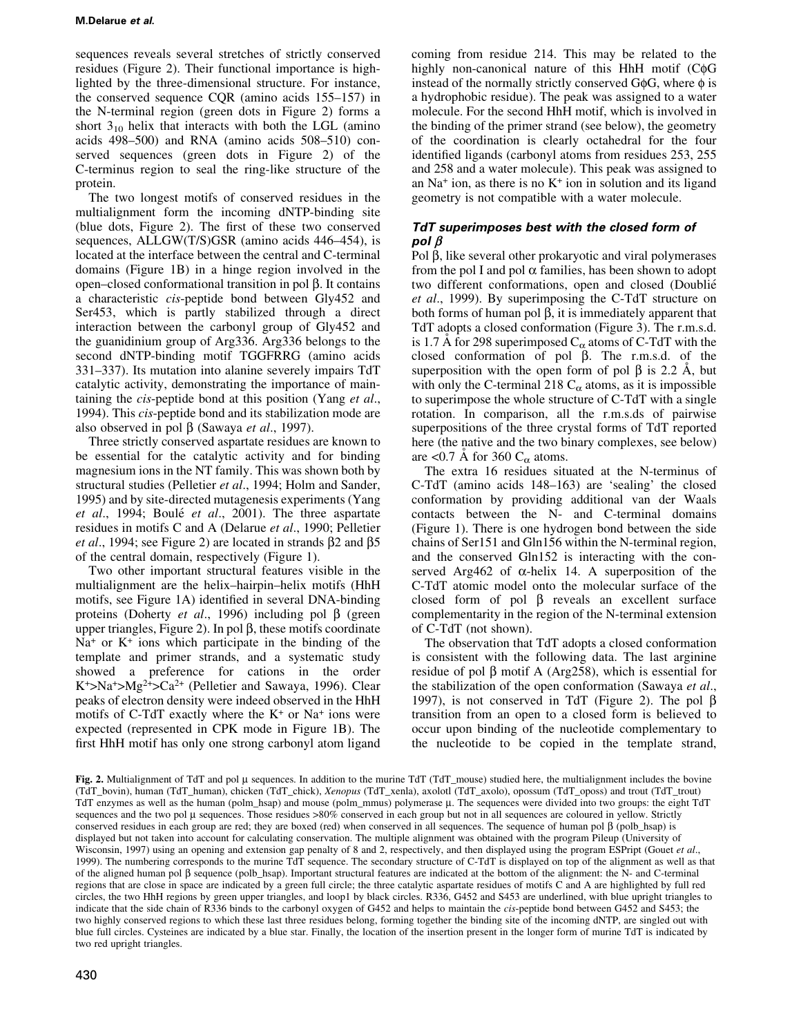sequences reveals several stretches of strictly conserved residues (Figure 2). Their functional importance is highlighted by the three-dimensional structure. For instance, the conserved sequence CQR (amino acids 155–157) in the N-terminal region (green dots in Figure 2) forms a short $3_{10}$ helix that interacts with both the LGL (amino acids 498–500) and RNA (amino acids 508–510) conserved sequences (green dots in Figure 2) of the C-terminus region to seal the ring-like structure of the protein.

The two longest motifs of conserved residues in the multialignment form the incoming dNTP-binding site (blue dots, Figure 2). The first of these two conserved sequences, ALLGW(T/S)GSR (amino acids 446–454), is located at the interface between the central and C-terminal domains (Figure 1B) in a hinge region involved in the open–closed conformational transition in pol β. It contains a characteristic *cis*-peptide bond between Gly452 and Ser453, which is partly stabilized through a direct interaction between the carbonyl group of Gly452 and the guanidinium group of Arg336. Arg336 belongs to the second dNTP-binding motif TGGFRRG (amino acids 331–337). Its mutation into alanine severely impairs TdT catalytic activity, demonstrating the importance of maintaining the *cis*-peptide bond at this position (Yang *et al*., 1994). This *cis*-peptide bond and its stabilization mode are also observed in pol β (Sawaya *et al*., 1997).

Three strictly conserved aspartate residues are known to be essential for the catalytic activity and for binding magnesium ions in the NT family. This was shown both by structural studies (Pelletier *et al*., 1994; Holm and Sander, 1995) and by site-directed mutagenesis experiments (Yang *et al*., 1994; Boulé *et al*., 2001). The three aspartate residues in motifs C and A (Delarue *et al*., 1990; Pelletier *et al*., 1994; see Figure 2) are located in strands β2 and β5 of the central domain, respectively (Figure 1).

Two other important structural features visible in the multialignment are the helix–hairpin–helix motifs (HhH motifs, see Figure 1A) identified in several DNA-binding proteins (Doherty *et al*., 1996) including pol β (green upper triangles, Figure 2). In pol β, these motifs coordinate $Na^+$ or $K^+$ ions which participate in the binding of the template and primer strands, and a systematic study showed a preference for cations in the order $K^+ > Na^+ > Mg^{2+} > Ca^{2+}$ (Pelletier and Sawaya, 1996). Clear peaks of electron density were indeed observed in the HhH motifs of C-TdT exactly where the $K^+$ or $Na^+$ ions were expected (represented in CPK mode in Figure 1B). The first HhH motif has only one strong carbonyl atom ligand coming from residue 214. This may be related to the highly non-canonical nature of this HhH motif (CϕG instead of the normally strictly conserved GϕG, where ϕ is a hydrophobic residue). The peak was assigned to a water molecule. For the second HhH motif, which is involved in the binding of the primer strand (see below), the geometry of the coordination is clearly octahedral for the four identified ligands (carbonyl atoms from residues 253, 255 and 258 and a water molecule). This peak was assigned to an $Na^+$ ion, as there is no $K^+$ ion in solution and its ligand geometry is not compatible with a water molecule.

### TdT superimposes best with the closed form of pol β

Pol β, like several other prokaryotic and viral polymerases from the pol I and pol α families, has been shown to adopt two different conformations, open and closed (Doublié *et al*., 1999). By superimposing the C-TdT structure on both forms of human pol β, it is immediately apparent that TdT adopts a closed conformation (Figure 3). The r.m.s.d. is 1.7 Å for 298 superimposed $C_\alpha$ atoms of C-TdT with the closed conformation of pol β. The r.m.s.d. of the superposition with the open form of pol β is 2.2 Å, but with only the C-terminal 218 $C_\alpha$ atoms, as it is impossible to superimpose the whole structure of C-TdT with a single rotation. In comparison, all the r.m.s.ds of pairwise superpositions of the three crystal forms of TdT reported here (the native and the two binary complexes, see below) are <0.7 Å for 360 $C_\alpha$ atoms.

The extra 16 residues situated at the N-terminus of C-TdT (amino acids 148–163) are 'sealing' the closed conformation by providing additional van der Waals contacts between the N- and C-terminal domains (Figure 1). There is one hydrogen bond between the side chains of Ser151 and Gln156 within the N-terminal region, and the conserved Gln152 is interacting with the conserved Arg462 of α-helix 14. A superposition of the C-TdT atomic model onto the molecular surface of the closed form of pol β reveals an excellent surface complementarity in the region of the N-terminal extension of C-TdT (not shown).

The observation that TdT adopts a closed conformation is consistent with the following data. The last arginine residue of pol β motif A (Arg258), which is essential for the stabilization of the open conformation (Sawaya *et al*., 1997), is not conserved in TdT (Figure 2). The pol β transition from an open to a closed form is believed to occur upon binding of the nucleotide complementary to the nucleotide to be copied in the template strand,

**Fig. 2.** Multialignment of TdT and pol μ sequences. In addition to the murine TdT (TdT_mouse) studied here, the multialignment includes the bovine (TdT_bovin), human (TdT_human), chicken (TdT_chick), *Xenopus* (TdT_xenla), axolotl (TdT_axolo), opossum (TdT_oposs) and trout (TdT_trout) TdT enzymes as well as the human (polm_hsap) and mouse (polm_mmus) polymerase μ. The sequences were divided into two groups: the eight TdT sequences and the two pol μ sequences. Those residues >80% conserved in each group but not in all sequences are coloured in yellow. Strictly conserved residues in each group are red; they are boxed (red) when conserved in all sequences. The sequence of human pol β (polb_hsap) is displayed but not taken into account for calculating conservation. The multiple alignment was obtained with the program Pileup (University of Wisconsin, 1997) using an opening and extension gap penalty of 8 and 2, respectively, and then displayed using the program ESPript (Gouet *et al*., 1999). The numbering corresponds to the murine TdT sequence. The secondary structure of C-TdT is displayed on top of the alignment as well as that of the aligned human pol β sequence (polb_hsap). Important structural features are indicated at the bottom of the alignment: the N- and C-terminal regions that are close in space are indicated by a green full circle; the three catalytic aspartate residues of motifs C and A are highlighted by full red circles, the two HhH regions by green upper triangles, and loop1 by black circles. R336, G452 and S453 are underlined, with blue upright triangles to indicate that the side chain of R336 binds to the carbonyl oxygen of G452 and helps to maintain the *cis*-peptide bond between G452 and S453; the two highly conserved regions to which these last three residues belong, forming together the binding site of the incoming dNTP, are singled out with blue full circles. Cysteines are indicated by a blue star. Finally, the location of the insertion present in the longer form of murine TdT is indicated by two red upright triangles.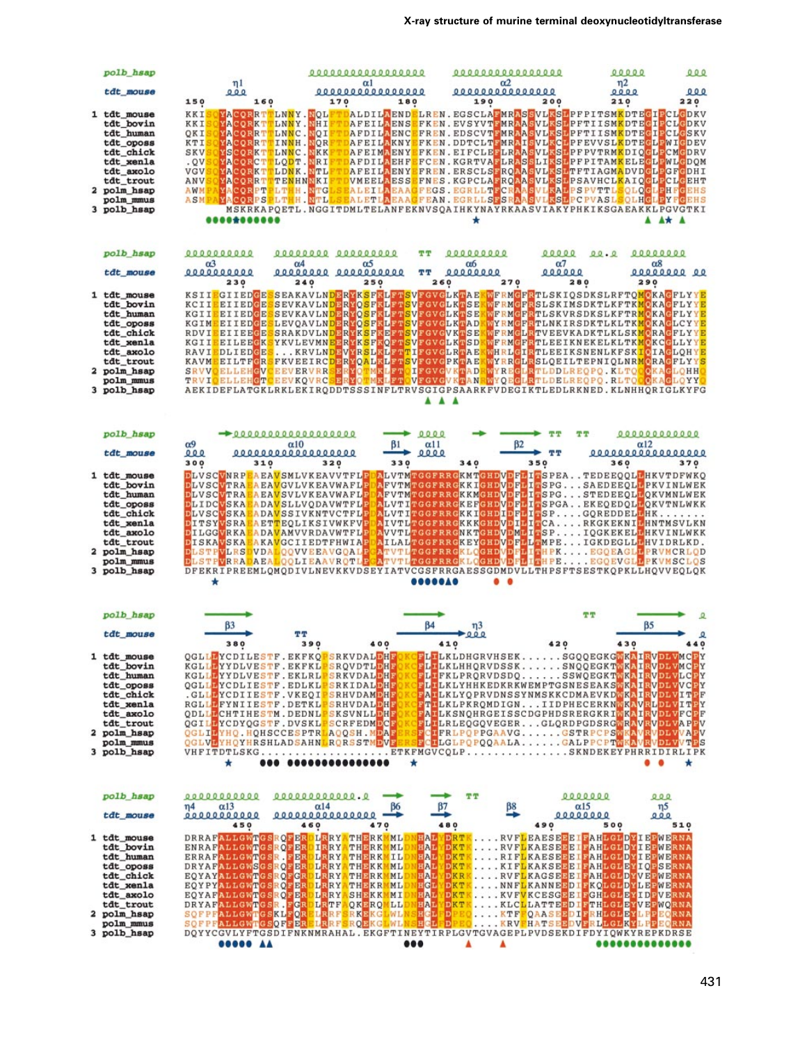```
tdt_mouse               η1            α1                      α2                  η2
                        150       160       170       180       190       200       210       220
1 tdt_mouse  KKISQYACQRRTTLNNY.NQLFTDALDILAENDELREN.EGSCLAFMRASSVLKSLPFPITSMKDTEGIPCLGDKV
  tdt_bovin  KKISQYACQRKTTLNNY.NHIFTDAFEILAENSEFKEN.EVSYVTFMRAASVLKSLPFTIISMKDTEGIPCLGDKV
  tdt_human  QKISQYACQRKTTLNNC.NQIFTDAFDILAENCEFREN.EDSCVTFMRAASVLKSLPFTIISMKDTEGIPCLGSKV
  tdt_oposs  KTISQYACQRRTTINNH.NQIFTDAFEILAKNYEFKEN.DDTCLTFMRAISVLKCLPFEVVSLKDTEGLPWIGDEV
  tdt_chick  SKVSQYSCQRKTTLNNC.NKKFTDAFEIMAENYEFKEN.EIFCLEFLRAASVLKSLPFPVTRMKDIQGLPCMGDRV
  tdt_xenla  .QVSQYACQRCTTLQDT.NRIFTDAFDILAEHFEFCEN.KGRTVAFLRASSLIKSLPFPITAMKELEGLPWLGDQM
  tdt_axolo  VGVSQYACQRKTTLDNK.NTLFTDAFEILAENYEFREN.ERSCLSFRQAASVLKSLTFTIAGMADVDGLPGFGDHI
  tdt_trout  ANVSQYACQRRTTTENHNNKIFTDVMEELAESSEFNES.KGPCLAFRQAASVLKSLPSAVHCLKAIQGLPCLGEHT
2 polm_hsap  AWMPAYACQRPTPLTHH.NTGLSEALEILAEAAGFEGS.EGRLLTFCRAASVLKALPSPVTTLSQLQGLPHFGEHS
  polm_mmus  ASMPAYACQRPSPLTHH.NTLLSEALETLAEAAGFEAN.EGRLLSFSRAASVLKSLPCPVASLSQLHGLPYFGEHS
3 polb_hsap     MSKRKAPQETL.NGGITDMLTELANFEKNVSQAIHKYNAYRKAASVIAKYPHKIKSGAEAKKLPGVGTKI
```

```
tdt_mouse    α3         α4         α5        TT  α6         α7          α8
                     230       240       250       260       270       280       290
1 tdt_mouse  KSIIEGIIEDGESSEAKAVLNDERYKSFKLFTSVFGVGLKTAEKWFRMGFRTLSKIQSDKSLRFTQMQKAGFLYYE
  tdt_bovin  KCIIEEIIEDGESSEVKAVLNDERYQSFKLFTSVFGVGLKTSEKWFRMGFRSLSKIMSDKTLKFTKMQKAGFLYYE
  tdt_human  KGIIEEIIEDGESSEVKAVLNDERYQSFKLFTSVFGVGLKTSEKWFRMGFRTLSKVRSDKSLKFTRMQKAGFLYYE
  tdt_oposs  KGIMEEIIEDGESLEVQAVLNDERYQSFKLFTSVFGVGLKTADKWYRMGFRTLNKIRSDKTLKLTKMQKAGLCYYE
  tdt_chick  RDVIEEIIEEGESRAKDVLNDERYKSFKEFTSVFGVGVKTSEKWFRMGLRTVEEVKADKTLKLSKMQRAGFLYYE
  tdt_xenla  KGIIEEILEEGKSYKVLEVMNEERYKSFKQFTSVFGVGLKTSDKWFRMGFRTLEEIKNEKELKLTKMQKCGLLYYE
  tdt_axolo  RAVIEDLIEDGES...KRVLNDEVYRSLKLFTTIFGVGLKTAEKWHRLGIRTLEEIKSNENLKFSKIQIAGLQHYE
  tdt_trout  KAVMEEILTFGRSFKVEEIRCDERYQALKLFTSVFGVGPKTAEKWYRRGLRSLQEILTEPNIQLNRMQRAGFLYYS
2 polm_hsap  SRVVQELLEHGVCEEVERVRRSERYQTMKLFTQIFGVGVKTADRWYREGLRTLDDLREQPQ.KLTQQQKAGLQHHQ
  polm_mmus  TRVIQELLEHGTCEEVKQVRCSERYQTMKLFTQIFGVGVKTANRWYQEGLRTLDELREQPQ.RLTQQQKAGLQYYQ
3 polb_hsap  AEKIDEFLATGKLRKLEKIRQDDTSSSINFLTRVSGIGPSAARKFVDEGIKTLEDLRKNED.KLNHHQRIGLKYFG
```

```
tdt_mouse    α9         α10                   β1  α11        β2   TT     α12
             300       310       320       330       340       350       360       370
1 tdt_mouse  DLVSCVNRPEAEAVSMLVKEAVVTFLPDALVTMTGGFRRGKMTGHDVDFLITSPEA..TEDEEQQLLHKVTDFWKQ
  tdt_bovin  DLVSCVTRAEAEAVGVLVKEAVWAFLPDAFVTMTGGFRRGKKIGHDVDFLITSPG...SAEDEEQLLPKVINLWEK
  tdt_human  DLVSCVTRAEAEAVSVLVKEAVWAFLPDAFVTMTGGFRRGKKMGHDVDFLITSPG...STEDEEQLLQKVMNLWEK
  tdt_oposs  DLIDCVSKAEADAVSLLVQDAVWTFLPDALVTIIGGFRRGKEFGHDVDFLITSPGA..EKEQEDQLLQKVTNLWKK
  tdt_chick  DLVSCVSKAEADAVSSIVKNTVCTFLPDALVTITGGFRRGKKIGHDIDFLITSPG....GQREDDELLHK......
  tdt_xenla  DIITSYVSRAEAETTEQLIKSIVWKFVPDAIVTLTGGFRRGKKKGHDVDILITCA....RKGKEKNILHNTMSVLKN
  tdt_axolo  DILGGVRKAEADAVAMVVRDAVWTFLPDAVVTLTGGFRRGNKTGHDVDMLITSP....IQGKEKELLHKVINLWKK
  tdt_trout  DISKAVSKAEAKAVGCIIEDTFHWIAPDAILALTGGFRRGKEYGHDVDFLLTMPE...IGKDEGLLHHVIDRLKD.
2 polm_hsap  DLSTPVLRSDVDALQQVVEEAVGQALPGATVTLTGGFRRGKLQGHDVDFLITHPK....EGQEAGLLPRVMCRLQD
  polm_mmus  DLSTPVRRADAEALQQLIEAAVRQTLPGATVTLTGGFRRGKLQGHDVDFLITHPE....EGQEVGLLPKVMSCLQS
3 polb_hsap  DFEKRIPREEMLQMQDIVLNEVKKVDSEYIATVCGSFRRGAESSGDMDVLLTHPSFTSESTKQPKLLHQVVEQLQK
```

```
tdt_mouse      β3          TT               β4   η3                        β5
               380       390       400       410       420       430       440
1 tdt_mouse  QGLLLYCDILESTF.EKFKQPSRKVDALDHFQKCFLILKLDHGRVHSEK......SGQQEGKGWKAIRVDLVMCPY
  tdt_bovin  KGLLLYYDLVESTF.EKFKLPSRQVDTLDHFQKCFLILKLHHQRVDSSK......SNQQEGKTWKAIRVDLVMCPY
  tdt_human  KGLLLYYDLVESTF.EKLRLPSRKVDALDHFQKCFLIFKLPRQRVDSDQ......SSWQEGKTWKAIRVDLVLCPY
  tdt_oposs  QGLLLYCDLIESTF.EDLKLPSRKIDALDHFQKCFLILKLYHHKEDKRKWEMPTGSNESEAKSWKAIRVDLVVCPY
  tdt_chick  .GLLLYCDIIESTF.VKEQIPSRHVDAMDHFQKCFAILKLYQPRVDNSSYNMSKKCDMAEVKDWKAIRVDLVITPF
  tdt_xenla  RGLLLFYNIIESTF.DETKLPSRHVDALDHFQKCFTILKLPKRQMDIGN....IIDPHECERKNWKAVRLDLVITPY
  tdt_axolo  QDLLLCHTIHESTM.DEDNLPSKSVNLLDHFQKCFLILKSNQHRGEISSCDGPHDSERRGKRIWKAIRVDLVFCPF
  tdt_trout  QGILLYCDYQGSTF.DVSKLPSCRFEDMDCFQKCFLILRLEQGQVEGER...GLQRDPGDSRGWRAVRVDLVVTPY
2 polm_hsap  QGLILYHQ.HQHSCCESPTRLAQQSH.MDAFERSFCIFRLPQPPGAAVG......GSTRPCPSWKAVRVDLVVAPV
  polm_mmus  QGLVLYHQYHRSHLADSAHNLRQRSSTMDVFERSFCILGLPQPQQAALA......GALPPCPTWKAVRVDLVVTPS
3 polb_hsap  VHFITDTLSKG..................ETKFMGVCQLP..............SKNDEKEYPHRRIDIRLIPK
```

```
tdt_mouse    η4  α13          α14            β6   β7   TT   β8        α15          η5
                     450       460       470       480       490       500       510
1 tdt_mouse  DRRAFALLGWTGSRQFERDLRRYATHERKMMLDNHALYDRTK....RVFLEAESEEEIFAHLGLDYIEPWERNA
  tdt_bovin  ENRAFALLGWTGSRQFERDIRRYATHERKMMLDNHALYDKTK....RVFLKAESEEEIFAHLGLDYIEPWERNA
  tdt_human  ERRAFALLGWTGSRQFERDLRRYATHERKMILDNHALYDKTK....RIFLKAESEEEIFAHLGLDYIEPWERNA
  tdt_oposs  DRYAFALLGWSGSRQFERDLRRYATHEKKMMLDNHALYDKTK....KIFLKAKSEEEIFAHLGLEYIQPSERNA
  tdt_chick  EQYAYALLGWTGSRQFGRDLRRYATHERKMMLDNHALYDKRK....RVFLKAGSEEEIFAHLGLDYVEPWERNA
  tdt_xenla  EQYPYALLGWTGSRQFERDLRRYATHEKKMMLDNHALYDKTK....NNFLKANNEEDIFKQLGLDYLEPWERNA
  tdt_axolo  EQYAFALLGWTGSRQFERDLRRYASHEKKMMLDNHALYDKTK....KVFVKCESEGEIFGHLGLEYIDPVERNA
  tdt_trout  DRYAFALLGWTGSR.FGRDLRTFAQKERQMLLDNHALYDKTK....KLCLLATTEEDIFTHLGLEYVEPWQRNA
2 polm_hsap  SQFPFALLGWTGSKLFQRELRRFSRKEKGLWLNSHGLFDPEQ....KTFFQAASEEDIFRHLGLEYLPPEQRNA
  polm_mmus  SQFPFALLGWTGSQFFERELRRFSRQEKGLWLNSHGLFDPEQ....KRVFHATSEEDVFRLLGLKYLPPEQRNA
3 polb_hsap  DQYYCGVLYFTGSDIFNKNMRAHAL.EKGFTINEYTIRPLGVTGVAGEPLPVDSEKDIFDYIQWKYREPKDRSE
```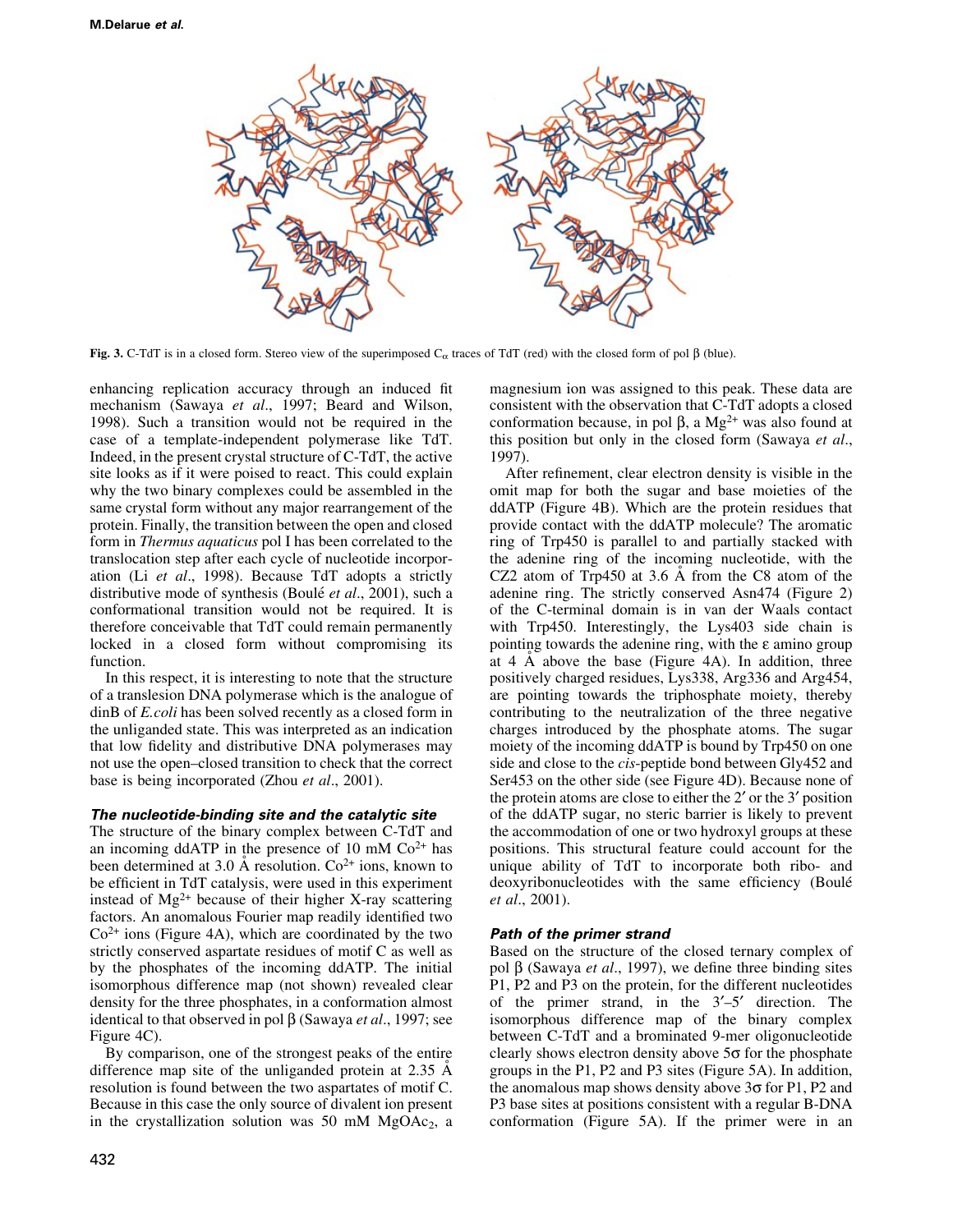**Fig. 3.** C-TdT is in a closed form. Stereo view of the superimposed $C_\alpha$ traces of TdT (red) with the closed form of pol β (blue).

enhancing replication accuracy through an induced fit mechanism (Sawaya *et al*., 1997; Beard and Wilson, 1998). Such a transition would not be required in the case of a template-independent polymerase like TdT. Indeed, in the present crystal structure of C-TdT, the active site looks as if it were poised to react. This could explain why the two binary complexes could be assembled in the same crystal form without any major rearrangement of the protein. Finally, the transition between the open and closed form in *Thermus aquaticus* pol I has been correlated to the translocation step after each cycle of nucleotide incorporation (Li *et al*., 1998). Because TdT adopts a strictly distributive mode of synthesis (Boulé *et al*., 2001), such a conformational transition would not be required. It is therefore conceivable that TdT could remain permanently locked in a closed form without compromising its function.

In this respect, it is interesting to note that the structure of a translesion DNA polymerase which is the analogue of dinB of *E.coli* has been solved recently as a closed form in the unliganded state. This was interpreted as an indication that low fidelity and distributive DNA polymerases may not use the open–closed transition to check that the correct base is being incorporated (Zhou *et al*., 2001).

### The nucleotide-binding site and the catalytic site

The structure of the binary complex between C-TdT and an incoming ddATP in the presence of 10 mM $Co^{2+}$ has been determined at 3.0 Å resolution. $Co^{2+}$ ions, known to be efficient in TdT catalysis, were used in this experiment instead of $Mg^{2+}$ because of their higher X-ray scattering factors. An anomalous Fourier map readily identified two $Co^{2+}$ ions (Figure 4A), which are coordinated by the two strictly conserved aspartate residues of motif C as well as by the phosphates of the incoming ddATP. The initial isomorphous difference map (not shown) revealed clear density for the three phosphates, in a conformation almost identical to that observed in pol β (Sawaya *et al*., 1997; see Figure 4C).

By comparison, one of the strongest peaks of the entire difference map site of the unliganded protein at 2.35 Å resolution is found between the two aspartates of motif C. Because in this case the only source of divalent ion present in the crystallization solution was 50 mM $MgOAc_2$, a magnesium ion was assigned to this peak. These data are consistent with the observation that C-TdT adopts a closed conformation because, in pol β, a $Mg^{2+}$ was also found at this position but only in the closed form (Sawaya *et al*., 1997).

After refinement, clear electron density is visible in the omit map for both the sugar and base moieties of the ddATP (Figure 4B). Which are the protein residues that provide contact with the ddATP molecule? The aromatic ring of Trp450 is parallel to and partially stacked with the adenine ring of the incoming nucleotide, with the CZ2 atom of Trp450 at 3.6 Å from the C8 atom of the adenine ring. The strictly conserved Asn474 (Figure 2) of the C-terminal domain is in van der Waals contact with Trp450. Interestingly, the Lys403 side chain is pointing towards the adenine ring, with the ε amino group at 4 Å above the base (Figure 4A). In addition, three positively charged residues, Lys338, Arg336 and Arg454, are pointing towards the triphosphate moiety, thereby contributing to the neutralization of the three negative charges introduced by the phosphate atoms. The sugar moiety of the incoming ddATP is bound by Trp450 on one side and close to the *cis*-peptide bond between Gly452 and Ser453 on the other side (see Figure 4D). Because none of the protein atoms are close to either the 2′ or the 3′ position of the ddATP sugar, no steric barrier is likely to prevent the accommodation of one or two hydroxyl groups at these positions. This structural feature could account for the unique ability of TdT to incorporate both ribo- and deoxyribonucleotides with the same efficiency (Boulé *et al*., 2001).

### Path of the primer strand

Based on the structure of the closed ternary complex of pol β (Sawaya *et al*., 1997), we define three binding sites P1, P2 and P3 on the protein, for the different nucleotides of the primer strand, in the 3′–5′ direction. The isomorphous difference map of the binary complex between C-TdT and a brominated 9-mer oligonucleotide clearly shows electron density above 5σ for the phosphate groups in the P1, P2 and P3 sites (Figure 5A). In addition, the anomalous map shows density above 3σ for P1, P2 and P3 base sites at positions consistent with a regular B-DNA conformation (Figure 5A). If the primer were in an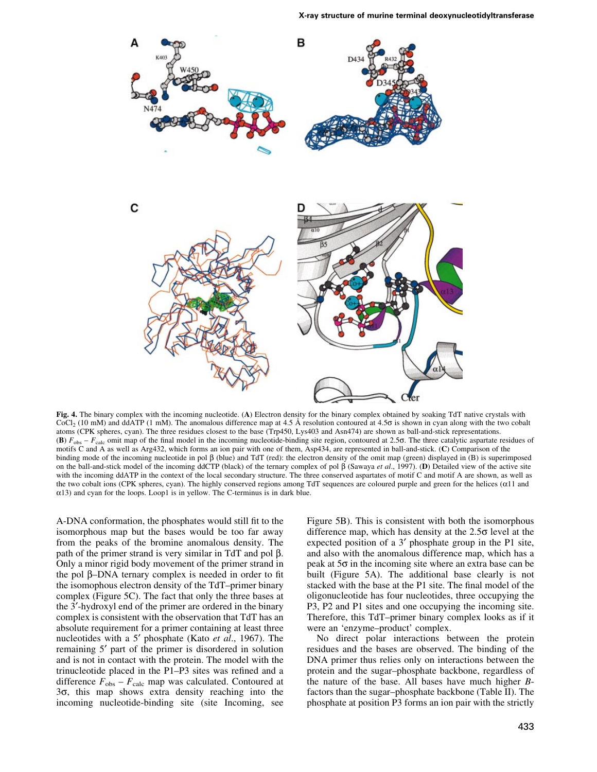**Fig. 4.** The binary complex with the incoming nucleotide. (**A**) Electron density for the binary complex obtained by soaking TdT native crystals with $CoCl_2$ (10 mM) and ddATP (1 mM). The anomalous difference map at 4.5 Å resolution contoured at 4.5σ is shown in cyan along with the two cobalt atoms (CPK spheres, cyan). The three residues closest to the base (Trp450, Lys403 and Asn474) are shown as ball-and-stick representations. (**B**) $F_{obs} - F_{calc}$ omit map of the final model in the incoming nucleotide-binding site region, contoured at 2.5σ. The three catalytic aspartate residues of motifs C and A as well as Arg432, which forms an ion pair with one of them, Asp434, are represented in ball-and-stick. (**C**) Comparison of the binding mode of the incoming nucleotide in pol β (blue) and TdT (red): the electron density of the omit map (green) displayed in (B) is superimposed on the ball-and-stick model of the incoming ddCTP (black) of the ternary complex of pol β (Sawaya *et al*., 1997). (**D**) Detailed view of the active site with the incoming ddATP in the context of the local secondary structure. The three conserved aspartates of motif C and motif A are shown, as well as the two cobalt ions (CPK spheres, cyan). The highly conserved regions among TdT sequences are coloured purple and green for the helices (α11 and α13) and cyan for the loops. Loop1 is in yellow. The C-terminus is in dark blue.

A-DNA conformation, the phosphates would still fit to the isomorphous map but the bases would be too far away from the peaks of the bromine anomalous density. The path of the primer strand is very similar in TdT and pol β. Only a minor rigid body movement of the primer strand in the pol β–DNA ternary complex is needed in order to fit the isomophous electron density of the TdT–primer binary complex (Figure 5C). The fact that only the three bases at the 3′-hydroxyl end of the primer are ordered in the binary complex is consistent with the observation that TdT has an absolute requirement for a primer containing at least three nucleotides with a 5′ phosphate (Kato *et al*., 1967). The remaining 5′ part of the primer is disordered in solution and is not in contact with the protein. The model with the trinucleotide placed in the P1–P3 sites was refined and a difference $F_{obs} - F_{calc}$ map was calculated. Contoured at 3σ, this map shows extra density reaching into the incoming nucleotide-binding site (site Incoming, see Figure 5B). This is consistent with both the isomorphous difference map, which has density at the 2.5σ level at the expected position of a 3′ phosphate group in the P1 site, and also with the anomalous difference map, which has a peak at 5σ in the incoming site where an extra base can be built (Figure 5A). The additional base clearly is not stacked with the base at the P1 site. The final model of the oligonucleotide has four nucleotides, three occupying the P3, P2 and P1 sites and one occupying the incoming site. Therefore, this TdT–primer binary complex looks as if it were an 'enzyme–product' complex.

No direct polar interactions between the protein residues and the bases are observed. The binding of the DNA primer thus relies only on interactions between the protein and the sugar–phosphate backbone, regardless of the nature of the base. All bases have much higher *B*-factors than the sugar–phosphate backbone (Table II). The phosphate at position P3 forms an ion pair with the strictly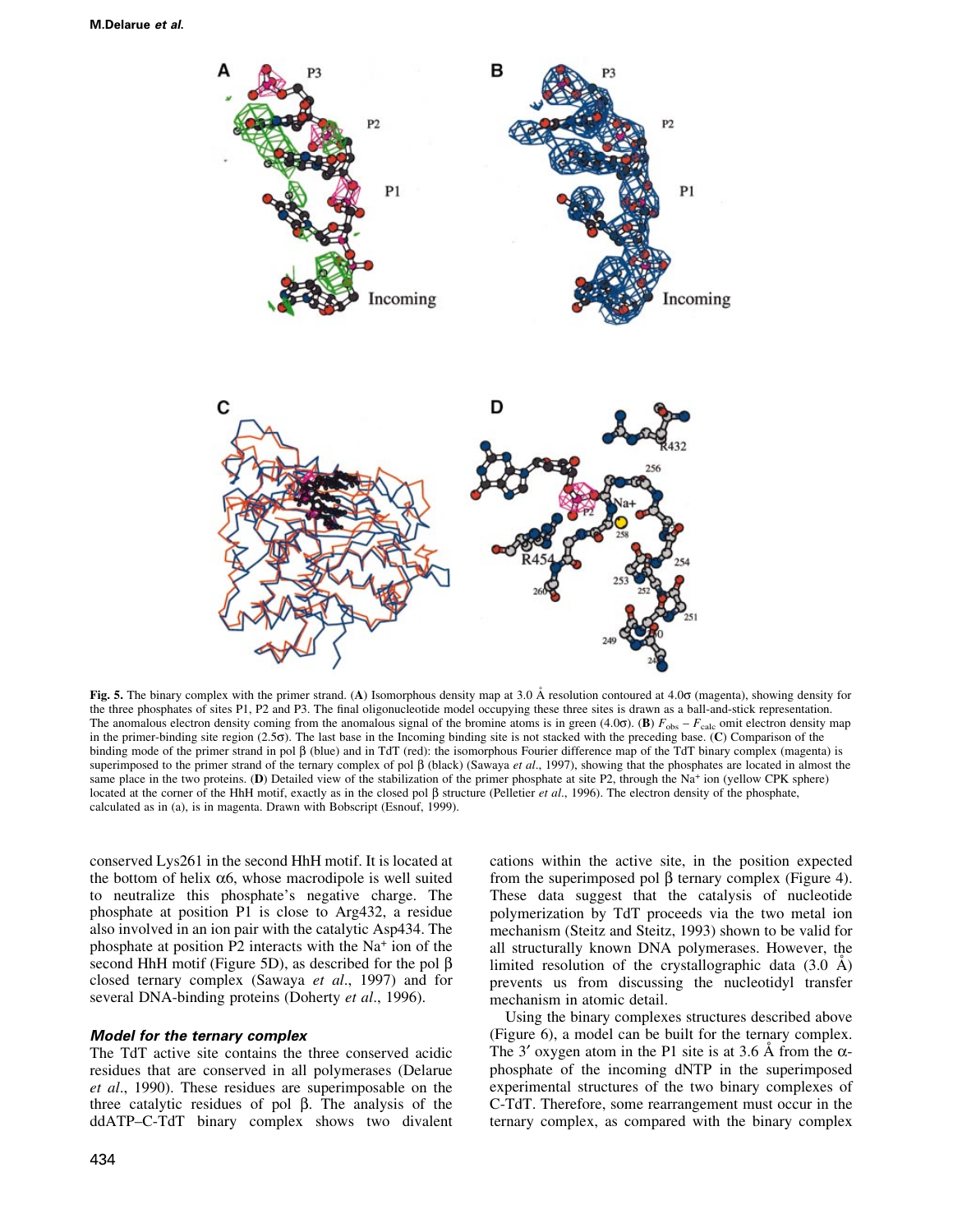Fig. 5. The binary complex with the primer strand. (**A**) Isomorphous density map at 3.0 Å resolution contoured at 4.0σ (magenta), showing density for the three phosphates of sites P1, P2 and P3. The final oligonucleotide model occupying these three sites is drawn as a ball-and-stick representation. The anomalous electron density coming from the anomalous signal of the bromine atoms is in green (4.0σ). (**B**) $F_{obs} - F_{calc}$ omit electron density map in the primer-binding site region (2.5σ). The last base in the Incoming binding site is not stacked with the preceding base. (**C**) Comparison of the binding mode of the primer strand in pol β (blue) and in TdT (red): the isomorphous Fourier difference map of the TdT binary complex (magenta) is superimposed to the primer strand of the ternary complex of pol β (black) (Sawaya *et al*., 1997), showing that the phosphates are located in almost the same place in the two proteins. (**D**) Detailed view of the stabilization of the primer phosphate at site P2, through the $Na^+$ ion (yellow CPK sphere) located at the corner of the HhH motif, exactly as in the closed pol β structure (Pelletier *et al*., 1996). The electron density of the phosphate, calculated as in (a), is in magenta. Drawn with Bobscript (Esnouf, 1999).

conserved Lys261 in the second HhH motif. It is located at the bottom of helix α6, whose macrodipole is well suited to neutralize this phosphate's negative charge. The phosphate at position P1 is close to Arg432, a residue also involved in an ion pair with the catalytic Asp434. The phosphate at position P2 interacts with the $Na^+$ ion of the second HhH motif (Figure 5D), as described for the pol β closed ternary complex (Sawaya *et al*., 1997) and for several DNA-binding proteins (Doherty *et al*., 1996).

### *Model for the ternary complex*

The TdT active site contains the three conserved acidic residues that are conserved in all polymerases (Delarue *et al*., 1990). These residues are superimposable on the three catalytic residues of pol β. The analysis of the ddATP–C-TdT binary complex shows two divalent cations within the active site, in the position expected from the superimposed pol β ternary complex (Figure 4). These data suggest that the catalysis of nucleotide polymerization by TdT proceeds via the two metal ion mechanism (Steitz and Steitz, 1993) shown to be valid for all structurally known DNA polymerases. However, the limited resolution of the crystallographic data (3.0 Å) prevents us from discussing the nucleotidyl transfer mechanism in atomic detail.

Using the binary complexes structures described above (Figure 6), a model can be built for the ternary complex. The 3′ oxygen atom in the P1 site is at 3.6 Å from the α-phosphate of the incoming dNTP in the superimposed experimental structures of the two binary complexes of C-TdT. Therefore, some rearrangement must occur in the ternary complex, as compared with the binary complex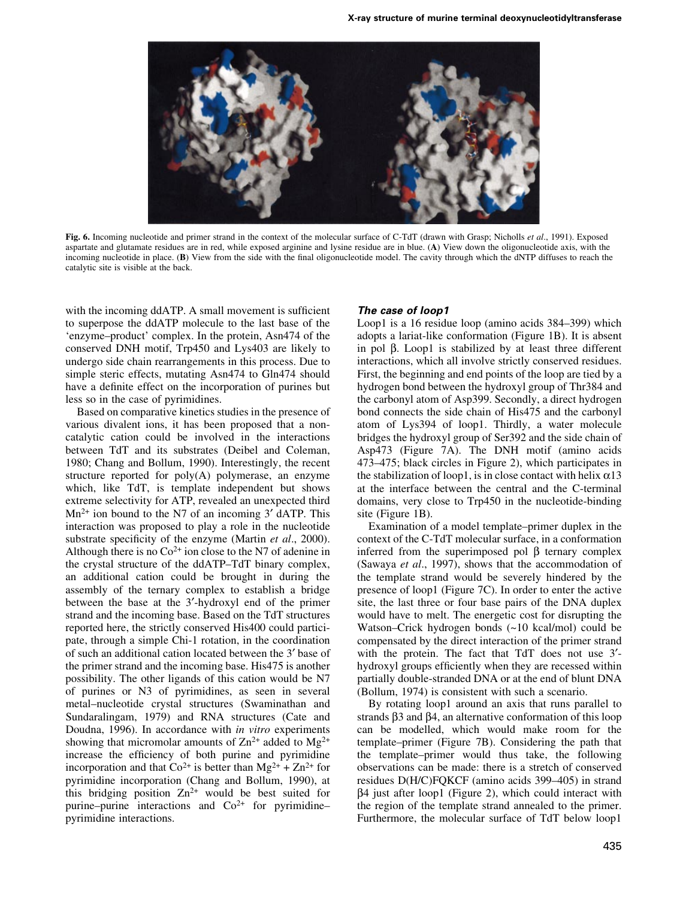Fig. 6. Incoming nucleotide and primer strand in the context of the molecular surface of C-TdT (drawn with Grasp; Nicholls *et al*., 1991). Exposed aspartate and glutamate residues are in red, while exposed arginine and lysine residue are in blue. (**A**) View down the oligonucleotide axis, with the incoming nucleotide in place. (**B**) View from the side with the final oligonucleotide model. The cavity through which the dNTP diffuses to reach the catalytic site is visible at the back.

with the incoming ddATP. A small movement is sufficient to superpose the ddATP molecule to the last base of the 'enzyme–product' complex. In the protein, Asn474 of the conserved DNH motif, Trp450 and Lys403 are likely to undergo side chain rearrangements in this process. Due to simple steric effects, mutating Asn474 to Gln474 should have a definite effect on the incorporation of purines but less so in the case of pyrimidines.

Based on comparative kinetics studies in the presence of various divalent ions, it has been proposed that a non-catalytic cation could be involved in the interactions between TdT and its substrates (Deibel and Coleman, 1980; Chang and Bollum, 1990). Interestingly, the recent structure reported for poly(A) polymerase, an enzyme which, like TdT, is template independent but shows extreme selectivity for ATP, revealed an unexpected third $Mn^{2+}$ ion bound to the N7 of an incoming 3′ dATP. This interaction was proposed to play a role in the nucleotide substrate specificity of the enzyme (Martin *et al*., 2000). Although there is no $Co^{2+}$ ion close to the N7 of adenine in the crystal structure of the ddATP–TdT binary complex, an additional cation could be brought in during the assembly of the ternary complex to establish a bridge between the base at the 3′-hydroxyl end of the primer strand and the incoming base. Based on the TdT structures reported here, the strictly conserved His400 could participate, through a simple Chi-1 rotation, in the coordination of such an additional cation located between the 3′ base of the primer strand and the incoming base. His475 is another possibility. The other ligands of this cation would be N7 of purines or N3 of pyrimidines, as seen in several metal–nucleotide crystal structures (Swaminathan and Sundaralingam, 1979) and RNA structures (Cate and Doudna, 1996). In accordance with *in vitro* experiments showing that micromolar amounts of $Zn^{2+}$ added to $Mg^{2+}$ increase the efficiency of both purine and pyrimidine incorporation and that $Co^{2+}$ is better than $Mg^{2+}$ + $Zn^{2+}$ for pyrimidine incorporation (Chang and Bollum, 1990), at this bridging position $Zn^{2+}$ would be best suited for purine–purine interactions and $Co^{2+}$ for pyrimidine–pyrimidine interactions.

### *The case of loop1*

Loop1 is a 16 residue loop (amino acids 384–399) which adopts a lariat-like conformation (Figure 1B). It is absent in pol β. Loop1 is stabilized by at least three different interactions, which all involve strictly conserved residues. First, the beginning and end points of the loop are tied by a hydrogen bond between the hydroxyl group of Thr384 and the carbonyl atom of Asp399. Secondly, a direct hydrogen bond connects the side chain of His475 and the carbonyl atom of Lys394 of loop1. Thirdly, a water molecule bridges the hydroxyl group of Ser392 and the side chain of Asp473 (Figure 7A). The DNH motif (amino acids 473–475; black circles in Figure 2), which participates in the stabilization of loop1, is in close contact with helix α13 at the interface between the central and the C-terminal domains, very close to Trp450 in the nucleotide-binding site (Figure 1B).

Examination of a model template–primer duplex in the context of the C-TdT molecular surface, in a conformation inferred from the superimposed pol β ternary complex (Sawaya *et al*., 1997), shows that the accommodation of the template strand would be severely hindered by the presence of loop1 (Figure 7C). In order to enter the active site, the last three or four base pairs of the DNA duplex would have to melt. The energetic cost for disrupting the Watson–Crick hydrogen bonds (~10 kcal/mol) could be compensated by the direct interaction of the primer strand with the protein. The fact that TdT does not use 3′-hydroxyl groups efficiently when they are recessed within partially double-stranded DNA or at the end of blunt DNA (Bollum, 1974) is consistent with such a scenario.

By rotating loop1 around an axis that runs parallel to strands β3 and β4, an alternative conformation of this loop can be modelled, which would make room for the template–primer (Figure 7B). Considering the path that the template–primer would thus take, the following observations can be made: there is a stretch of conserved residues D(H/C)FQKCF (amino acids 399–405) in strand β4 just after loop1 (Figure 2), which could interact with the region of the template strand annealed to the primer. Furthermore, the molecular surface of TdT below loop1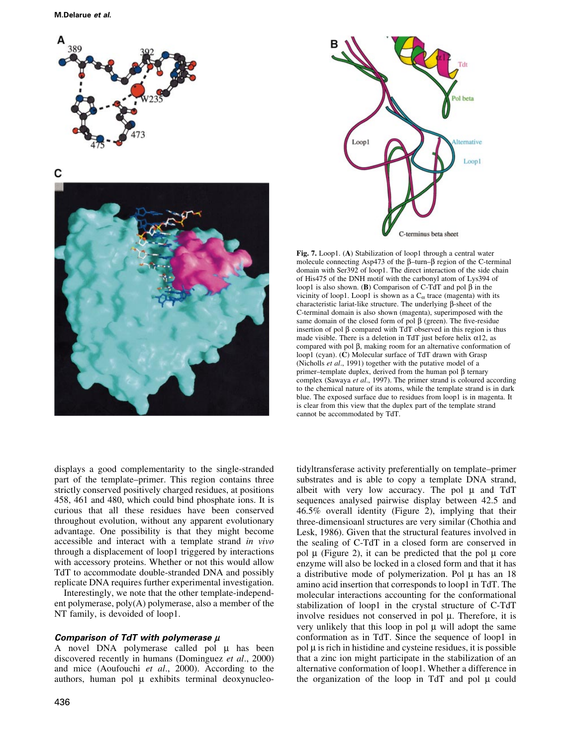Fig. 7. Loop1. (**A**) Stabilization of loop1 through a central water molecule connecting Asp473 of the β–turn–β region of the C-terminal domain with Ser392 of loop1. The direct interaction of the side chain of His475 of the DNH motif with the carbonyl atom of Lys394 of loop1 is also shown. (**B**) Comparison of C-TdT and pol β in the vicinity of loop1. Loop1 is shown as a $C_\alpha$ trace (magenta) with its characteristic lariat-like structure. The underlying β-sheet of the C-terminal domain is also shown (magenta), superimposed with the same domain of the closed form of pol β (green). The five-residue insertion of pol β compared with TdT observed in this region is thus made visible. There is a deletion in TdT just before helix α12, as compared with pol β, making room for an alternative conformation of loop1 (cyan). (**C**) Molecular surface of TdT drawn with Grasp (Nicholls *et al*., 1991) together with the putative model of a primer–template duplex, derived from the human pol β ternary complex (Sawaya *et al*., 1997). The primer strand is coloured according to the chemical nature of its atoms, while the template strand is in dark blue. The exposed surface due to residues from loop1 is in magenta. It is clear from this view that the duplex part of the template strand cannot be accommodated by TdT.

displays a good complementarity to the single-stranded part of the template–primer. This region contains three strictly conserved positively charged residues, at positions 458, 461 and 480, which could bind phosphate ions. It is curious that all these residues have been conserved throughout evolution, without any apparent evolutionary advantage. One possibility is that they might become accessible and interact with a template strand *in vivo* through a displacement of loop1 triggered by interactions with accessory proteins. Whether or not this would allow TdT to accommodate double-stranded DNA and possibly replicate DNA requires further experimental investigation.

Interestingly, we note that the other template-independent polymerase, poly(A) polymerase, also a member of the NT family, is devoided of loop1.

### *Comparison of TdT with polymerase μ*

A novel DNA polymerase called pol μ has been discovered recently in humans (Dominguez *et al*., 2000) and mice (Aoufouchi *et al*., 2000). According to the authors, human pol μ exhibits terminal deoxynucleotidyltransferase activity preferentially on template–primer substrates and is able to copy a template DNA strand, albeit with very low accuracy. The pol μ and TdT sequences analysed pairwise display between 42.5 and 46.5% overall identity (Figure 2), implying that their three-dimensioanl structures are very similar (Chothia and Lesk, 1986). Given that the structural features involved in the sealing of C-TdT in a closed form are conserved in pol μ (Figure 2), it can be predicted that the pol μ core enzyme will also be locked in a closed form and that it has a distributive mode of polymerization. Pol μ has an 18 amino acid insertion that corresponds to loop1 in TdT. The molecular interactions accounting for the conformational stabilization of loop1 in the crystal structure of C-TdT involve residues not conserved in pol μ. Therefore, it is very unlikely that this loop in pol μ will adopt the same conformation as in TdT. Since the sequence of loop1 in pol μ is rich in histidine and cysteine residues, it is possible that a zinc ion might participate in the stabilization of an alternative conformation of loop1. Whether a difference in the organization of the loop in TdT and pol μ could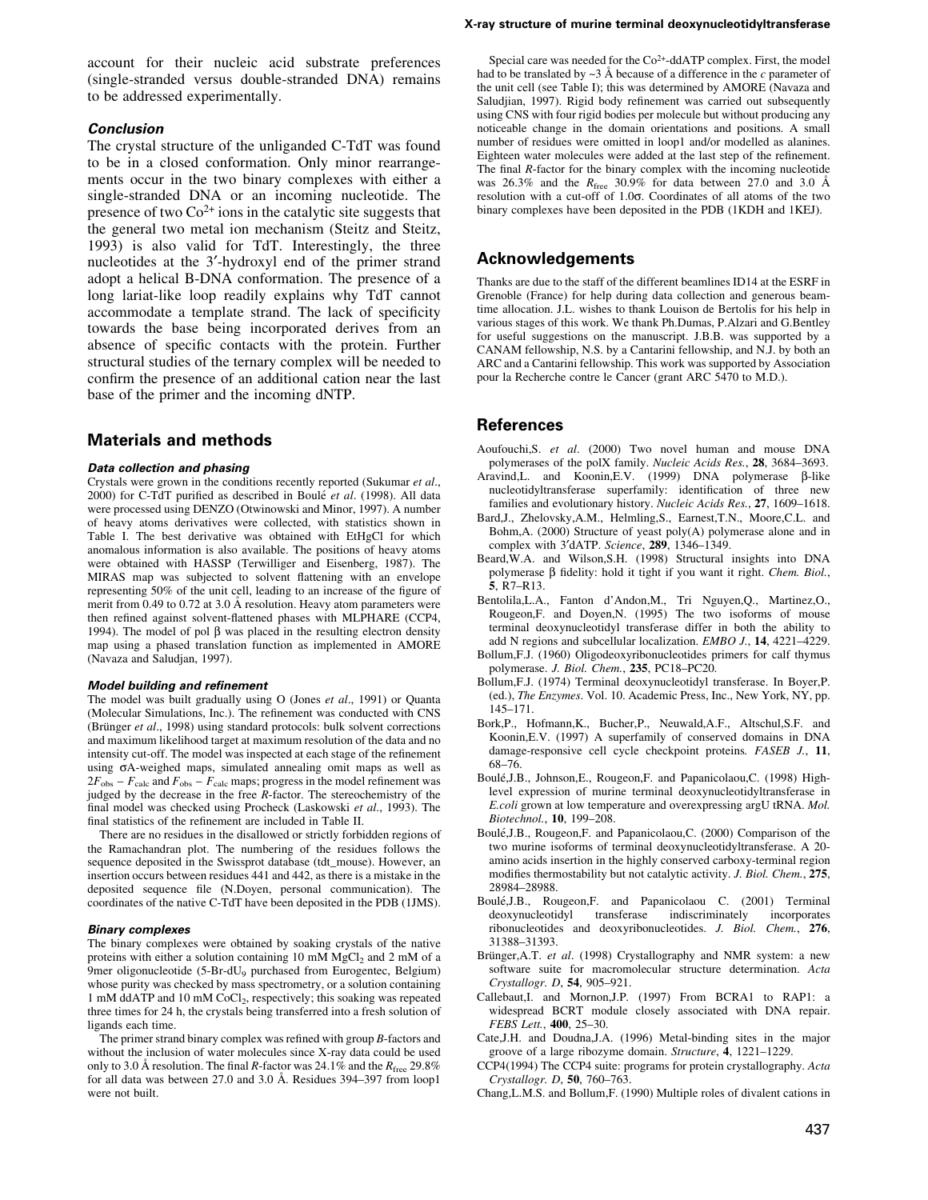account for their nucleic acid substrate preferences (single-stranded versus double-stranded DNA) remains to be addressed experimentally.

### Conclusion

The crystal structure of the unliganded C-TdT was found to be in a closed conformation. Only minor rearrangements occur in the two binary complexes with either a single-stranded DNA or an incoming nucleotide. The presence of two $Co^{2+}$ ions in the catalytic site suggests that the general two metal ion mechanism (Steitz and Steitz, 1993) is also valid for TdT. Interestingly, the three nucleotides at the 3′-hydroxyl end of the primer strand adopt a helical B-DNA conformation. The presence of a long lariat-like loop readily explains why TdT cannot accommodate a template strand. The lack of specificity towards the base being incorporated derives from an absence of specific contacts with the protein. Further structural studies of the ternary complex will be needed to confirm the presence of an additional cation near the last base of the primer and the incoming dNTP.

## Materials and methods

### Data collection and phasing

Crystals were grown in the conditions recently reported (Sukumar *et al*., 2000) for C-TdT purified as described in Boulé *et al*. (1998). All data were processed using DENZO (Otwinowski and Minor, 1997). A number of heavy atoms derivatives were collected, with statistics shown in Table I. The best derivative was obtained with EtHgCl for which anomalous information is also available. The positions of heavy atoms were obtained with HASSP (Terwilliger and Eisenberg, 1987). The MIRAS map was subjected to solvent flattening with an envelope representing 50% of the unit cell, leading to an increase of the figure of merit from 0.49 to 0.72 at 3.0 Å resolution. Heavy atom parameters were then refined against solvent-flattened phases with MLPHARE (CCP4, 1994). The model of pol β was placed in the resulting electron density map using a phased translation function as implemented in AMORE (Navaza and Saludjan, 1997).

### Model building and refinement

The model was built gradually using O (Jones *et al*., 1991) or Quanta (Molecular Simulations, Inc.). The refinement was conducted with CNS (Brünger *et al*., 1998) using standard protocols: bulk solvent corrections and maximum likelihood target at maximum resolution of the data and no intensity cut-off. The model was inspected at each stage of the refinement using σA-weighed maps, simulated annealing omit maps as well as $2F_{obs} - F_{calc}$ and $F_{obs} - F_{calc}$ maps; progress in the model refinement was judged by the decrease in the free *R*-factor. The stereochemistry of the final model was checked using Procheck (Laskowski *et al*., 1993). The final statistics of the refinement are included in Table II.

There are no residues in the disallowed or strictly forbidden regions of the Ramachandran plot. The numbering of the residues follows the sequence deposited in the Swissprot database (tdt_mouse). However, an insertion occurs between residues 441 and 442, as there is a mistake in the deposited sequence file (N.Doyen, personal communication). The coordinates of the native C-TdT have been deposited in the PDB (1JMS).

### Binary complexes

The binary complexes were obtained by soaking crystals of the native proteins with either a solution containing 10 mM $MgCl_2$ and 2 mM of a 9mer oligonucleotide (5-Br-$dU_9$ purchased from Eurogentec, Belgium) whose purity was checked by mass spectrometry, or a solution containing 1 mM ddATP and 10 mM $CoCl_2$, respectively; this soaking was repeated three times for 24 h, the crystals being transferred into a fresh solution of ligands each time.

The primer strand binary complex was refined with group *B*-factors and without the inclusion of water molecules since X-ray data could be used only to 3.0 Å resolution. The final *R*-factor was 24.1% and the $R_{free}$ 29.8% for all data was between 27.0 and 3.0 Å. Residues 394–397 from loop1 were not built.

Special care was needed for the $Co^{2+}$-ddATP complex. First, the model had to be translated by ~3 Å because of a difference in the *c* parameter of the unit cell (see Table I); this was determined by AMORE (Navaza and Saludjian, 1997). Rigid body refinement was carried out subsequently using CNS with four rigid bodies per molecule but without producing any noticeable change in the domain orientations and positions. A small number of residues were omitted in loop1 and/or modelled as alanines. Eighteen water molecules were added at the last step of the refinement. The final *R*-factor for the binary complex with the incoming nucleotide was 26.3% and the $R_{free}$ 30.9% for data between 27.0 and 3.0 Å resolution with a cut-off of 1.0σ. Coordinates of all atoms of the two binary complexes have been deposited in the PDB (1KDH and 1KEJ).

## Acknowledgements

Thanks are due to the staff of the different beamlines ID14 at the ESRF in Grenoble (France) for help during data collection and generous beamtime allocation. J.L. wishes to thank Louison de Bertolis for his help in various stages of this work. We thank Ph.Dumas, P.Alzari and G.Bentley for useful suggestions on the manuscript. J.B.B. was supported by a CANAM fellowship, N.S. by a Cantarini fellowship, and N.J. by both an ARC and a Cantarini fellowship. This work was supported by Association pour la Recherche contre le Cancer (grant ARC 5470 to M.D.).

## References

Aoufouchi,S. *et al*. (2000) Two novel human and mouse DNA polymerases of the polX family. *Nucleic Acids Res.*, **28**, 3684–3693.

Aravind,L. and Koonin,E.V. (1999) DNA polymerase β-like nucleotidyltransferase superfamily: identification of three new families and evolutionary history. *Nucleic Acids Res.*, **27**, 1609–1618.

Bard,J., Zhelovsky,A.M., Helmling,S., Earnest,T.N., Moore,C.L. and Bohm,A. (2000) Structure of yeast poly(A) polymerase alone and in complex with 3′dATP. *Science*, **289**, 1346–1349.

Beard,W.A. and Wilson,S.H. (1998) Structural insights into DNA polymerase β fidelity: hold it tight if you want it right. *Chem. Biol.*, **5**, R7–R13.

Bentolila,L.A., Fanton d'Andon,M., Tri Nguyen,Q., Martinez,O., Rougeon,F. and Doyen,N. (1995) The two isoforms of mouse terminal deoxynucleotidyl transferase differ in both the ability to add N regions and subcellular localization. *EMBO J.*, **14**, 4221–4229.

Bollum,F.J. (1960) Oligodeoxyribonucleotides primers for calf thymus polymerase. *J. Biol. Chem.*, **235**, PC18–PC20.

Bollum,F.J. (1974) Terminal deoxynucleotidyl transferase. In Boyer,P. (ed.), *The Enzymes*. Vol. 10. Academic Press, Inc., New York, NY, pp. 145–171.

Bork,P., Hofmann,K., Bucher,P., Neuwald,A.F., Altschul,S.F. and Koonin,E.V. (1997) A superfamily of conserved domains in DNA damage-responsive cell cycle checkpoint proteins. *FASEB J.*, **11**, 68–76.

Boulé,J.B., Johnson,E., Rougeon,F. and Papanicolaou,C. (1998) High-level expression of murine terminal deoxynucleotidyltransferase in *E.coli* grown at low temperature and overexpressing argU tRNA. *Mol. Biotechnol.*, **10**, 199–208.

Boulé,J.B., Rougeon,F. and Papanicolaou,C. (2000) Comparison of the two murine isoforms of terminal deoxynucleotidyltransferase. A 20-amino acids insertion in the highly conserved carboxy-terminal region modifies thermostability but not catalytic activity. *J. Biol. Chem.*, **275**, 28984–28988.

Boulé,J.B., Rougeon,F. and Papanicolaou C. (2001) Terminal deoxynucleotidyl transferase indiscriminately incorporates ribonucleotides and deoxyribonucleotides. *J. Biol. Chem.*, **276**, 31388–31393.

Brünger,A.T. *et al*. (1998) Crystallography and NMR system: a new software suite for macromolecular structure determination. *Acta Crystallogr. D*, **54**, 905–921.

Callebaut,I. and Mornon,J.P. (1997) From BCRA1 to RAP1: a widespread BCRT module closely associated with DNA repair. *FEBS Lett.*, **400**, 25–30.

Cate,J.H. and Doudna,J.A. (1996) Metal-binding sites in the major groove of a large ribozyme domain. *Structure*, **4**, 1221–1229.

CCP4(1994) The CCP4 suite: programs for protein crystallography. *Acta Crystallogr. D*, **50**, 760–763.

Chang,L.M.S. and Bollum,F. (1990) Multiple roles of divalent cations in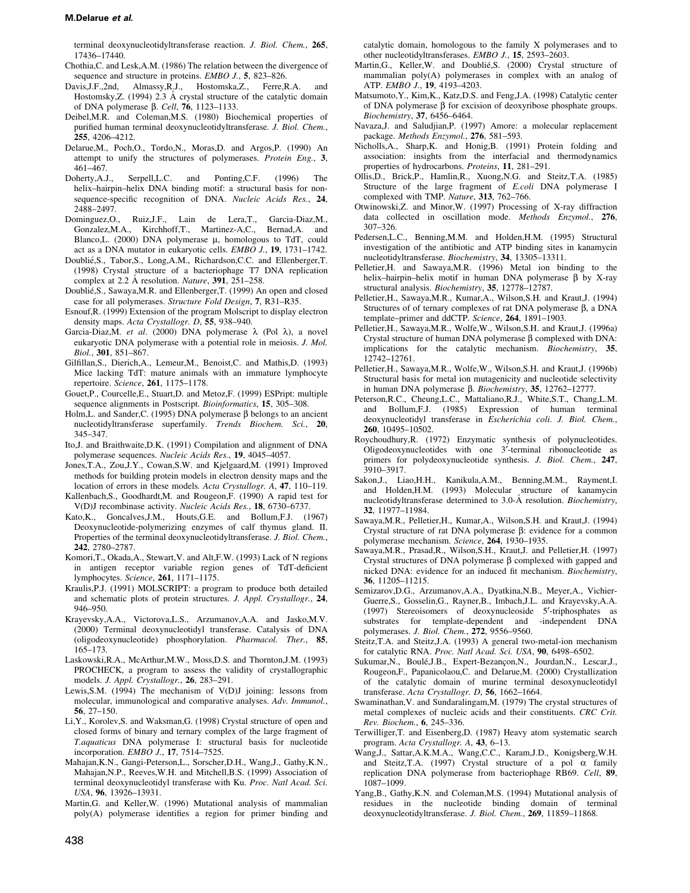terminal deoxynucleotidyltransferase reaction. *J. Biol. Chem.*, **265**, 17436–17440.

Chothia,C. and Lesk,A.M. (1986) The relation between the divergence of sequence and structure in proteins. *EMBO J.*, **5**, 823–826.

Davis,J.F.,2nd, Almassy,R.J., Hostomska,Z., Ferre,R.A. and Hostomsky,Z. (1994) 2.3 Å crystal structure of the catalytic domain of DNA polymerase β. *Cell*, **76**, 1123–1133.

Deibel,M.R. and Coleman,M.S. (1980) Biochemical properties of purified human terminal deoxynucleotidyltransferase. *J. Biol. Chem.*, **255**, 4206–4212.

Delarue,M., Poch,O., Tordo,N., Moras,D. and Argos,P. (1990) An attempt to unify the structures of polymerases. *Protein Eng.*, **3**, 461–467.

Doherty,A.J., Serpell,L.C. and Ponting,C.F. (1996) The helix–hairpin–helix DNA binding motif: a structural basis for non-sequence-specific recognition of DNA. *Nucleic Acids Res.*, **24**, 2488–2497.

Dominguez,O., Ruiz,J.F., Lain de Lera,T., Garcia-Diaz,M., Gonzalez,M.A., Kirchhoff,T., Martinez-A,C., Bernad,A. and Blanco,L. (2000) DNA polymerase μ, homologous to TdT, could act as a DNA mutator in eukaryotic cells. *EMBO J.*, **19**, 1731–1742.

Doublié,S., Tabor,S., Long,A.M., Richardson,C.C. and Ellenberger,T. (1998) Crystal structure of a bacteriophage T7 DNA replication complex at 2.2 Å resolution. *Nature*, **391**, 251–258.

Doublié,S., Sawaya,M.R. and Ellenberger,T. (1999) An open and closed case for all polymerases. *Structure Fold Design*, **7**, R31–R35.

Esnouf,R. (1999) Extension of the program Molscript to display electron density maps. *Acta Crystallogr. D*, **55**, 938–940.

Garcia-Diaz,M. *et al.* (2000) DNA polymerase λ (Pol λ), a novel eukaryotic DNA polymerase with a potential role in meiosis. *J. Mol. Biol.*, **301**, 851–867.

Gilfillan,S., Dierich,A., Lemeur,M., Benoist,C. and Mathis,D. (1993) Mice lacking TdT: mature animals with an immature lymphocyte repertoire. *Science*, **261**, 1175–1178.

Gouet,P., Courcelle,E., Stuart,D. and Metoz,F. (1999) ESPript: multiple sequence alignments in Postscript. *Bioinformatics*, **15**, 305–308.

Holm,L. and Sander,C. (1995) DNA polymerase β belongs to an ancient nucleotidyltransferase superfamily. *Trends Biochem. Sci.*, **20**, 345–347.

Ito,J. and Braithwaite,D.K. (1991) Compilation and alignment of DNA polymerase sequences. *Nucleic Acids Res.*, **19**, 4045–4057.

Jones,T.A., Zou,J.Y., Cowan,S.W. and Kjelgaard,M. (1991) Improved methods for building protein models in electron density maps and the location of errors in these models. *Acta Crystallogr. A*, **47**, 110–119.

Kallenbach,S., Goodhardt,M. and Rougeon,F. (1990) A rapid test for V(D)J recombinase activity. *Nucleic Acids Res.*, **18**, 6730–6737.

Kato,K., Goncalves,J.M., Houts,G.E. and Bollum,F.J. (1967) Deoxynucleotide-polymerizing enzymes of calf thymus gland. II. Properties of the terminal deoxynucleotidyltransferase. *J. Biol. Chem.*, **242**, 2780–2787.

Komori,T., Okada,A., Stewart,V. and Alt,F.W. (1993) Lack of N regions in antigen receptor variable region genes of TdT-deficient lymphocytes. *Science*, **261**, 1171–1175.

Kraulis,P.J. (1991) MOLSCRIPT: a program to produce both detailed and schematic plots of protein structures. *J. Appl. Crystallogr.*, **24**, 946–950.

Krayevsky,A.A., Victorova,L.S., Arzumanov,A.A. and Jasko,M.V. (2000) Terminal deoxynucleotidyl transferase. Catalysis of DNA (oligodeoxynucleotide) phosphorylation. *Pharmacol. Ther.*, **85**, 165–173.

Laskowski,R.A., McArthur,M.W., Moss,D.S. and Thornton,J.M. (1993) PROCHECK, a program to assess the validity of crystallographic models. *J. Appl. Crystallogr.*, **26**, 283–291.

Lewis,S.M. (1994) The mechanism of V(D)J joining: lessons from molecular, immunological and comparative analyses. *Adv. Immunol.*, **56**, 27–150.

Li,Y., Korolev,S. and Waksman,G. (1998) Crystal structure of open and closed forms of binary and ternary complex of the large fragment of *T.aquaticus* DNA polymerase I: structural basis for nucleotide incorporation. *EMBO J.*, **17**, 7514–7525.

Mahajan,K.N., Gangi-Peterson,L., Sorscher,D.H., Wang,J., Gathy,K.N., Mahajan,N.P., Reeves,W.H. and Mitchell,B.S. (1999) Association of terminal deoxynucleotidyl transferase with Ku. *Proc. Natl Acad. Sci. USA*, **96**, 13926–13931.

Martin,G. and Keller,W. (1996) Mutational analysis of mammalian poly(A) polymerase identifies a region for primer binding and catalytic domain, homologous to the family X polymerases and to other nucleotidyltransferases. *EMBO J.*, **15**, 2593–2603.

Martin,G., Keller,W. and Doublié,S. (2000) Crystal structure of mammalian poly(A) polymerases in complex with an analog of ATP. *EMBO J.*, **19**, 4193–4203.

Matsumoto,Y., Kim,K., Katz,D.S. and Feng,J.A. (1998) Catalytic center of DNA polymerase β for excision of deoxyribose phosphate groups. *Biochemistry*, **37**, 6456–6464.

Navaza,J. and Saludjian,P. (1997) Amore: a molecular replacement package. *Methods Enzymol.*, **276**, 581–593.

Nicholls,A., Sharp,K. and Honig,B. (1991) Protein folding and association: insights from the interfacial and thermodynamics properties of hydrocarbons. *Proteins*, **11**, 281–291.

Ollis,D., Brick,P., Hamlin,R., Xuong,N.G. and Steitz,T.A. (1985) Structure of the large fragment of *E.coli* DNA polymerase I complexed with TMP. *Nature*, **313**, 762–766.

Otwinowski,Z. and Minor,W. (1997) Processing of X-ray diffraction data collected in oscillation mode. *Methods Enzymol.*, **276**, 307–326.

Pedersen,L.C., Benning,M.M. and Holden,H.M. (1995) Structural investigation of the antibiotic and ATP binding sites in kanamycin nucleotidyltransferase. *Biochemistry*, **34**, 13305–13311.

Pelletier,H. and Sawaya,M.R. (1996) Metal ion binding to the helix–hairpin–helix motif in human DNA polymerase β by X-ray structural analysis. *Biochemistry*, **35**, 12778–12787.

Pelletier,H., Sawaya,M.R., Kumar,A., Wilson,S.H. and Kraut,J. (1994) Structures of of ternary complexes of rat DNA polymerase β, a DNA template–primer and ddCTP. *Science*, **264**, 1891–1903.

Pelletier,H., Sawaya,M.R., Wolfe,W., Wilson,S.H. and Kraut,J. (1996a) Crystal structure of human DNA polymerase β complexed with DNA: implications for the catalytic mechanism. *Biochemistry*, **35**, 12742–12761.

Pelletier,H., Sawaya,M.R., Wolfe,W., Wilson,S.H. and Kraut,J. (1996b) Structural basis for metal ion mutagenicity and nucleotide selectivity in human DNA polymerase β. *Biochemistry*, **35**, 12762–12777.

Peterson,R.C., Cheung,L.C., Mattaliano,R.J., White,S.T., Chang,L.M. and Bollum,F.J. (1985) Expression of human terminal deoxynucleotidyl transferase in *Escherichia coli*. *J. Biol. Chem.*, **260**, 10495–10502.

Roychoudhury,R. (1972) Enzymatic synthesis of polynucleotides. Oligodeoxynucleotides with one 3′-terminal ribonucleotide as primers for polydeoxynucleotide synthesis. *J. Biol. Chem.*, **247**, 3910–3917.

Sakon,J., Liao,H.H., Kanikula,A.M., Benning,M.M., Rayment,I. and Holden,H.M. (1993) Molecular structure of kanamycin nucleotidyltransferase determined to 3.0-Å resolution. *Biochemistry*, **32**, 11977–11984.

Sawaya,M.R., Pelletier,H., Kumar,A., Wilson,S.H. and Kraut,J. (1994) Crystal structure of rat DNA polymerase β: evidence for a common polymerase mechanism. *Science*, **264**, 1930–1935.

Sawaya,M.R., Prasad,R., Wilson,S.H., Kraut,J. and Pelletier,H. (1997) Crystal structures of DNA polymerase β complexed with gapped and nicked DNA: evidence for an induced fit mechanism. *Biochemistry*, **36**, 11205–11215.

Semizarov,D.G., Arzumanov,A.A., Dyatkina,N.B., Meyer,A., Vichier-Guerre,S., Gosselin,G., Rayner,B., Imbach,J.L. and Krayevsky,A.A. (1997) Stereoisomers of deoxynucleoside 5′-triphosphates as substrates for template-dependent and -independent DNA polymerases. *J. Biol. Chem.*, **272**, 9556–9560.

Steitz,T.A. and Steitz,J.A. (1993) A general two-metal-ion mechanism for catalytic RNA. *Proc. Natl Acad. Sci. USA*, **90**, 6498–6502.

Sukumar,N., Boulé,J.B., Expert-Bezançon,N., Jourdan,N., Lescar,J., Rougeon,F., Papanicolaou,C. and Delarue,M. (2000) Crystallization of the catalytic domain of murine terminal desoxynucleotidyl transferase. *Acta Crystallogr. D*, **56**, 1662–1664.

Swaminathan,V. and Sundaralingam,M. (1979) The crystal structures of metal complexes of nucleic acids and their constituents. *CRC Crit. Rev. Biochem.*, **6**, 245–336.

Terwilliger,T. and Eisenberg,D. (1987) Heavy atom systematic search program. *Acta Crystallogr. A*, **43**, 6–13.

Wang,J., Sattar,A.K.M.A., Wang,C.C., Karam,J.D., Konigsberg,W.H. and Steitz,T.A. (1997) Crystal structure of a pol α family replication DNA polymerase from bacteriophage RB69. *Cell*, **89**, 1087–1099.

Yang,B., Gathy,K.N. and Coleman,M.S. (1994) Mutational analysis of residues in the nucleotide binding domain of terminal deoxynucleotidyltransferase. *J. Biol. Chem.*, **269**, 11859–11868.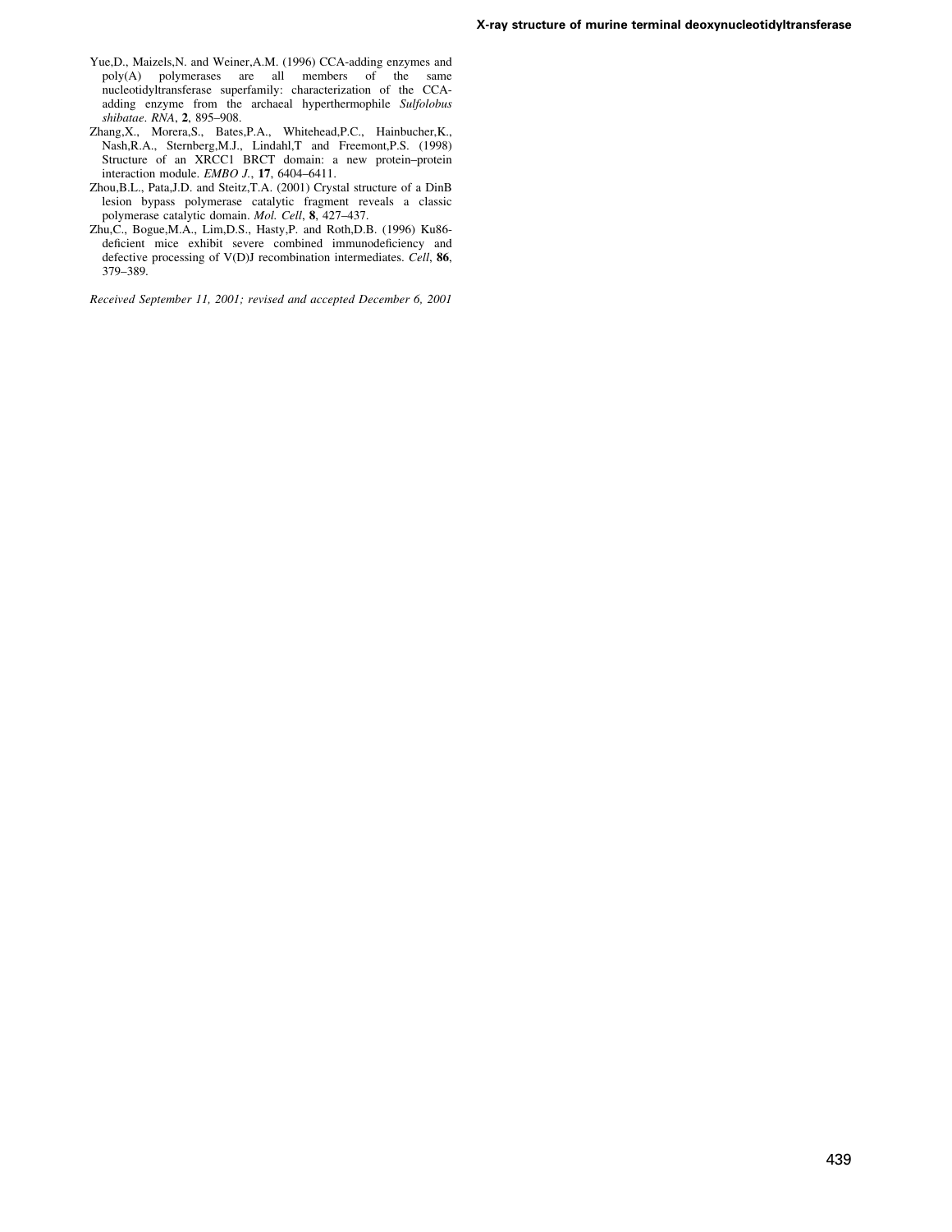Yue,D., Maizels,N. and Weiner,A.M. (1996) CCA-adding enzymes and poly(A) polymerases are all members of the same nucleotidyltransferase superfamily: characterization of the CCA-adding enzyme from the archaeal hyperthermophile *Sulfolobus shibatae*. *RNA*, **2**, 895–908.

Zhang,X., Morera,S., Bates,P.A., Whitehead,P.C., Hainbucher,K., Nash,R.A., Sternberg,M.J., Lindahl,T and Freemont,P.S. (1998) Structure of an XRCC1 BRCT domain: a new protein–protein interaction module. *EMBO J.*, **17**, 6404–6411.

Zhou,B.L., Pata,J.D. and Steitz,T.A. (2001) Crystal structure of a DinB lesion bypass polymerase catalytic fragment reveals a classic polymerase catalytic domain. *Mol. Cell*, **8**, 427–437.

Zhu,C., Bogue,M.A., Lim,D.S., Hasty,P. and Roth,D.B. (1996) Ku86-deficient mice exhibit severe combined immunodeficiency and defective processing of V(D)J recombination intermediates. *Cell*, **86**, 379–389.

*Received September 11, 2001; revised and accepted December 6, 2001*